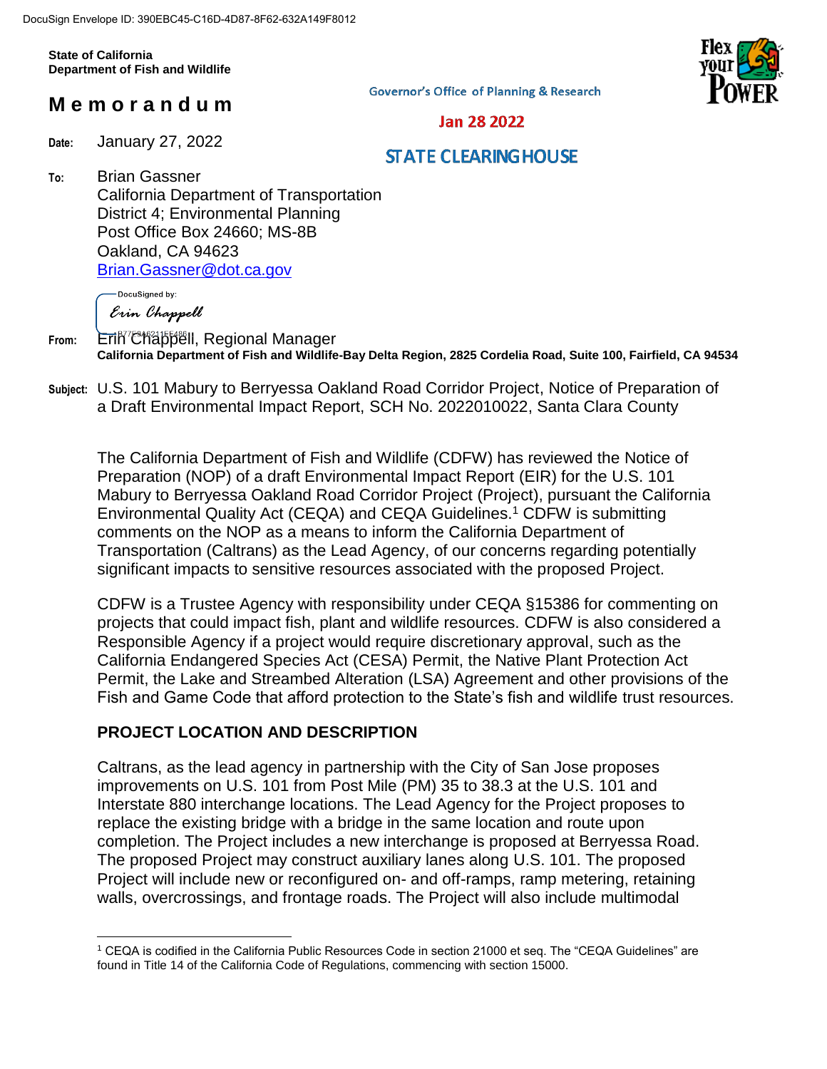DocuSign Envelope ID: 390EBC45-C16D-4D87-8F62-632A149F8012

**State of California**
**Department of Fish and Wildlife**

# Memorandum

Governor's Office of Planning & Research

Jan 28 2022

STATE CLEARINGHOUSE

**Date:** January 27, 2022

**To:** Brian Gassner
California Department of Transportation
District 4; Environmental Planning
Post Office Box 24660; MS-8B
Oakland, CA 94623
Brian.Gassner@dot.ca.gov

DocuSigned by:
Erin Chappell

**From:** Erin Chappell, Regional Manager
**California Department of Fish and Wildlife-Bay Delta Region, 2825 Cordelia Road, Suite 100, Fairfield, CA 94534**

**Subject:** U.S. 101 Mabury to Berryessa Oakland Road Corridor Project, Notice of Preparation of a Draft Environmental Impact Report, SCH No. 2022010022, Santa Clara County

The California Department of Fish and Wildlife (CDFW) has reviewed the Notice of Preparation (NOP) of a draft Environmental Impact Report (EIR) for the U.S. 101 Mabury to Berryessa Oakland Road Corridor Project (Project), pursuant the California Environmental Quality Act (CEQA) and CEQA Guidelines.[1] CDFW is submitting comments on the NOP as a means to inform the California Department of Transportation (Caltrans) as the Lead Agency, of our concerns regarding potentially significant impacts to sensitive resources associated with the proposed Project.

CDFW is a Trustee Agency with responsibility under CEQA §15386 for commenting on projects that could impact fish, plant and wildlife resources. CDFW is also considered a Responsible Agency if a project would require discretionary approval, such as the California Endangered Species Act (CESA) Permit, the Native Plant Protection Act Permit, the Lake and Streambed Alteration (LSA) Agreement and other provisions of the Fish and Game Code that afford protection to the State's fish and wildlife trust resources.

## PROJECT LOCATION AND DESCRIPTION

Caltrans, as the lead agency in partnership with the City of San Jose proposes improvements on U.S. 101 from Post Mile (PM) 35 to 38.3 at the U.S. 101 and Interstate 880 interchange locations. The Lead Agency for the Project proposes to replace the existing bridge with a bridge in the same location and route upon completion. The Project includes a new interchange is proposed at Berryessa Road. The proposed Project may construct auxiliary lanes along U.S. 101. The proposed Project will include new or reconfigured on- and off-ramps, ramp metering, retaining walls, overcrossings, and frontage roads. The Project will also include multimodal

[1] CEQA is codified in the California Public Resources Code in section 21000 et seq. The "CEQA Guidelines" are found in Title 14 of the California Code of Regulations, commencing with section 15000.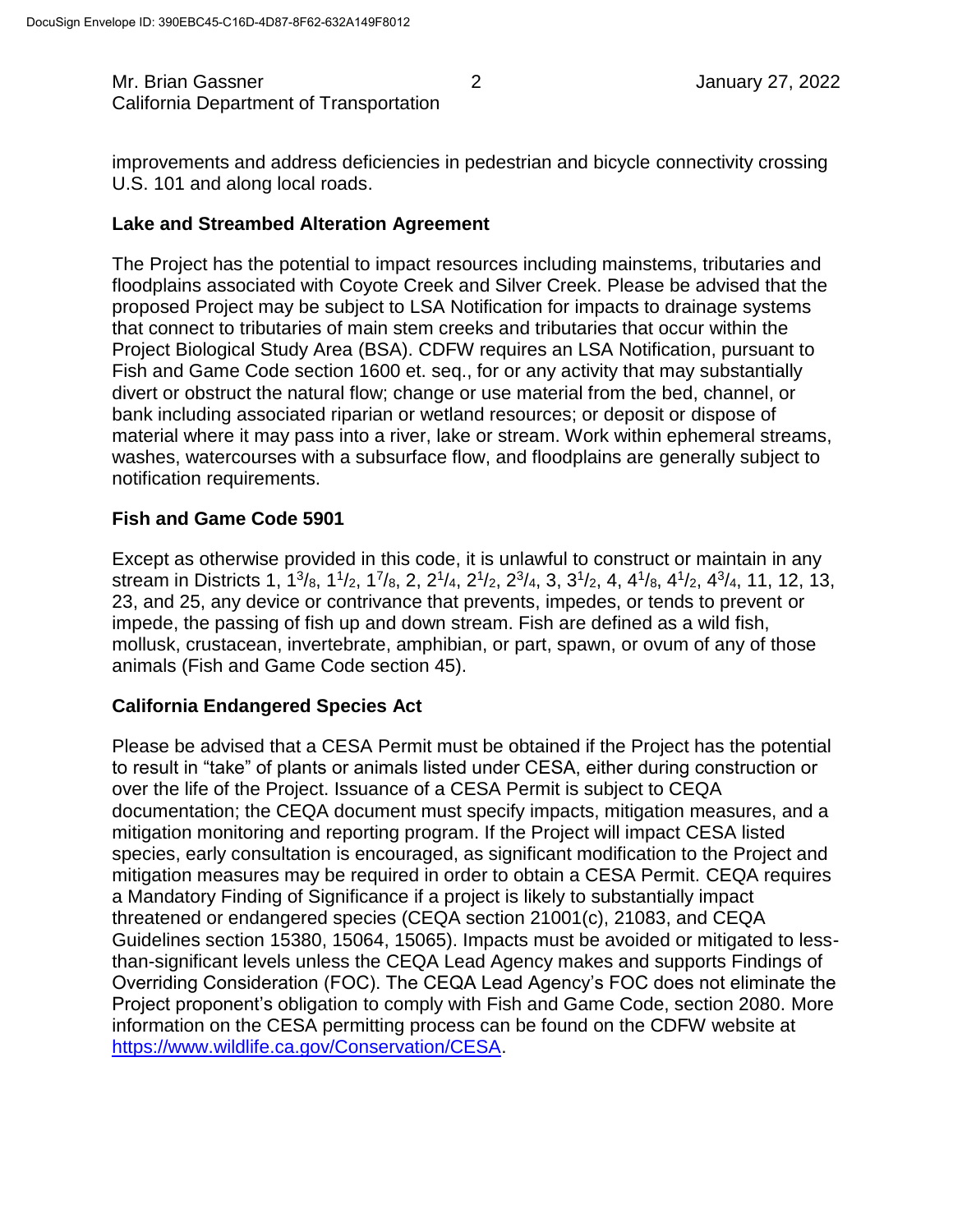improvements and address deficiencies in pedestrian and bicycle connectivity crossing U.S. 101 and along local roads.

**Lake and Streambed Alteration Agreement**

The Project has the potential to impact resources including mainstems, tributaries and floodplains associated with Coyote Creek and Silver Creek. Please be advised that the proposed Project may be subject to LSA Notification for impacts to drainage systems that connect to tributaries of main stem creeks and tributaries that occur within the Project Biological Study Area (BSA). CDFW requires an LSA Notification, pursuant to Fish and Game Code section 1600 et. seq., for or any activity that may substantially divert or obstruct the natural flow; change or use material from the bed, channel, or bank including associated riparian or wetland resources; or deposit or dispose of material where it may pass into a river, lake or stream. Work within ephemeral streams, washes, watercourses with a subsurface flow, and floodplains are generally subject to notification requirements.

**Fish and Game Code 5901**

Except as otherwise provided in this code, it is unlawful to construct or maintain in any stream in Districts 1, 1 3/8, 1 1/2, 1 7/8, 2, 2 1/4, 2 1/2, 2 3/4, 3, 3 1/2, 4, 4 1/8, 4 1/2, 4 3/4, 11, 12, 13, 23, and 25, any device or contrivance that prevents, impedes, or tends to prevent or impede, the passing of fish up and down stream. Fish are defined as a wild fish, mollusk, crustacean, invertebrate, amphibian, or part, spawn, or ovum of any of those animals (Fish and Game Code section 45).

**California Endangered Species Act**

Please be advised that a CESA Permit must be obtained if the Project has the potential to result in "take" of plants or animals listed under CESA, either during construction or over the life of the Project. Issuance of a CESA Permit is subject to CEQA documentation; the CEQA document must specify impacts, mitigation measures, and a mitigation monitoring and reporting program. If the Project will impact CESA listed species, early consultation is encouraged, as significant modification to the Project and mitigation measures may be required in order to obtain a CESA Permit. CEQA requires a Mandatory Finding of Significance if a project is likely to substantially impact threatened or endangered species (CEQA section 21001(c), 21083, and CEQA Guidelines section 15380, 15064, 15065). Impacts must be avoided or mitigated to less-than-significant levels unless the CEQA Lead Agency makes and supports Findings of Overriding Consideration (FOC). The CEQA Lead Agency's FOC does not eliminate the Project proponent's obligation to comply with Fish and Game Code, section 2080. More information on the CESA permitting process can be found on the CDFW website at [https://www.wildlife.ca.gov/Conservation/CESA](https://www.wildlife.ca.gov/Conservation/CESA).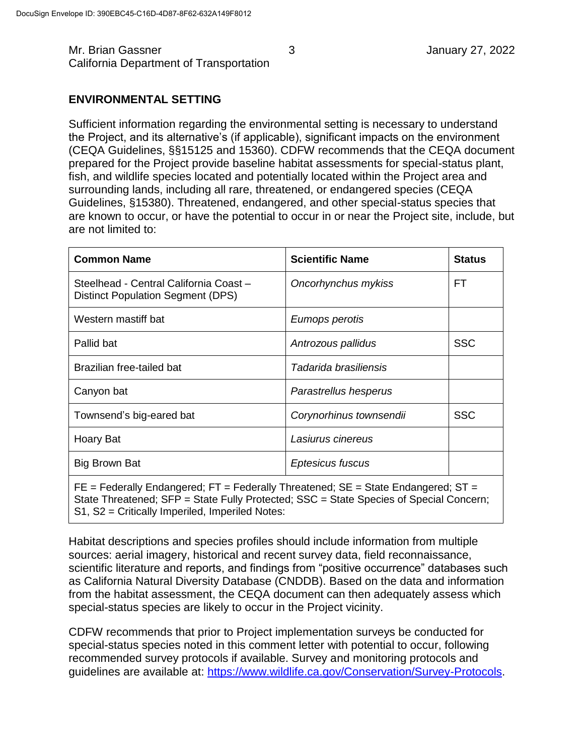## ENVIRONMENTAL SETTING

Sufficient information regarding the environmental setting is necessary to understand the Project, and its alternative's (if applicable), significant impacts on the environment (CEQA Guidelines, §§15125 and 15360). CDFW recommends that the CEQA document prepared for the Project provide baseline habitat assessments for special-status plant, fish, and wildlife species located and potentially located within the Project area and surrounding lands, including all rare, threatened, or endangered species (CEQA Guidelines, §15380). Threatened, endangered, and other special-status species that are known to occur, or have the potential to occur in or near the Project site, include, but are not limited to:

| Common Name | Scientific Name | Status |
|---|---|---|
| Steelhead - Central California Coast – Distinct Population Segment (DPS) | *Oncorhynchus mykiss* | FT |
| Western mastiff bat | *Eumops perotis* | |
| Pallid bat | *Antrozous pallidus* | SSC |
| Brazilian free-tailed bat | *Tadarida brasiliensis* | |
| Canyon bat | *Parastrellus hesperus* | |
| Townsend's big-eared bat | *Corynorhinus townsendii* | SSC |
| Hoary Bat | *Lasiurus cinereus* | |
| Big Brown Bat | *Eptesicus fuscus* | |
| FE = Federally Endangered; FT = Federally Threatened; SE = State Endangered; ST = State Threatened; SFP = State Fully Protected; SSC = State Species of Special Concern; S1, S2 = Critically Imperiled, Imperiled Notes: | | |

Habitat descriptions and species profiles should include information from multiple sources: aerial imagery, historical and recent survey data, field reconnaissance, scientific literature and reports, and findings from "positive occurrence" databases such as California Natural Diversity Database (CNDDB). Based on the data and information from the habitat assessment, the CEQA document can then adequately assess which special-status species are likely to occur in the Project vicinity.

CDFW recommends that prior to Project implementation surveys be conducted for special-status species noted in this comment letter with potential to occur, following recommended survey protocols if available. Survey and monitoring protocols and guidelines are available at: [https://www.wildlife.ca.gov/Conservation/Survey-Protocols](https://www.wildlife.ca.gov/Conservation/Survey-Protocols).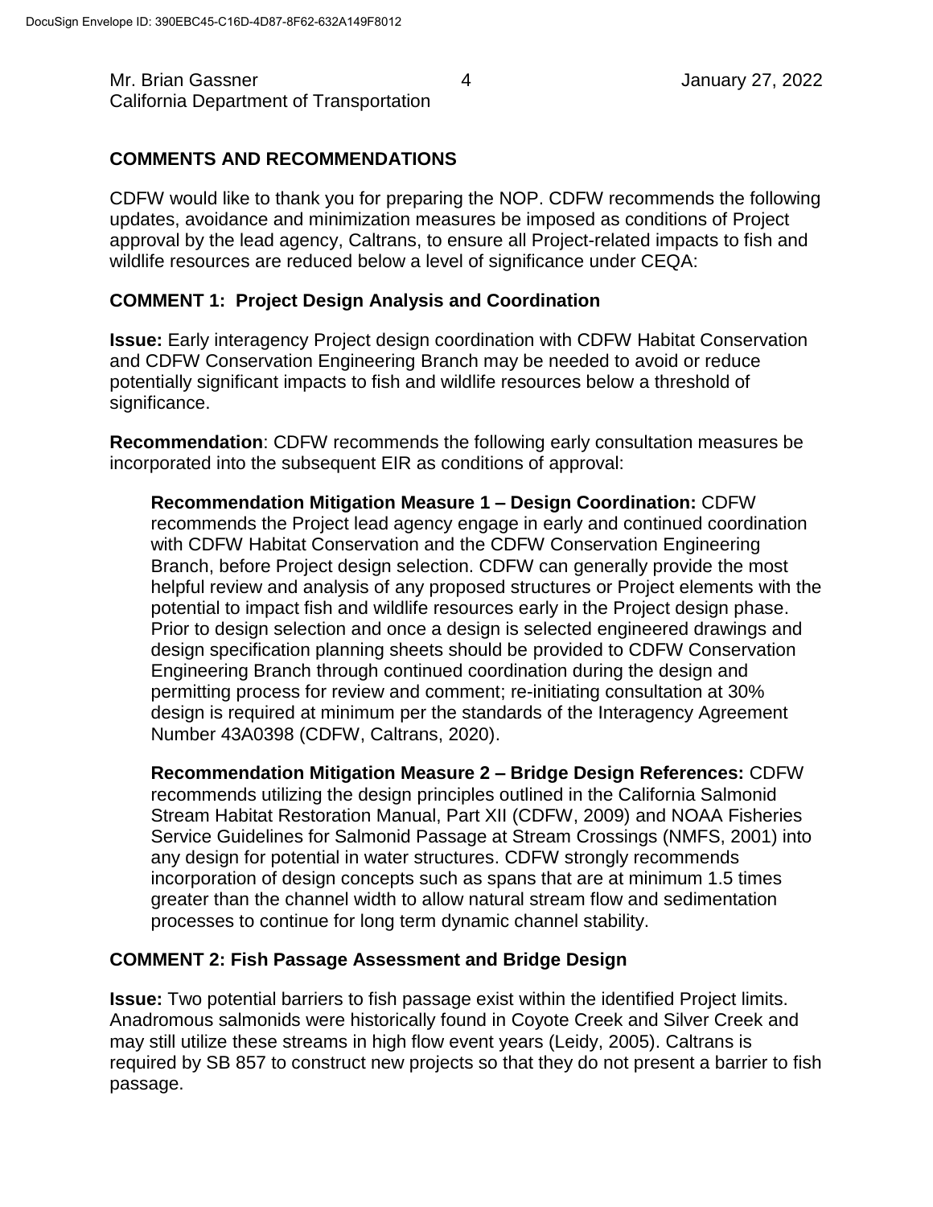## COMMENTS AND RECOMMENDATIONS

CDFW would like to thank you for preparing the NOP. CDFW recommends the following updates, avoidance and minimization measures be imposed as conditions of Project approval by the lead agency, Caltrans, to ensure all Project-related impacts to fish and wildlife resources are reduced below a level of significance under CEQA:

### COMMENT 1: Project Design Analysis and Coordination

**Issue:** Early interagency Project design coordination with CDFW Habitat Conservation and CDFW Conservation Engineering Branch may be needed to avoid or reduce potentially significant impacts to fish and wildlife resources below a threshold of significance.

**Recommendation**: CDFW recommends the following early consultation measures be incorporated into the subsequent EIR as conditions of approval:

> **Recommendation Mitigation Measure 1 – Design Coordination:** CDFW recommends the Project lead agency engage in early and continued coordination with CDFW Habitat Conservation and the CDFW Conservation Engineering Branch, before Project design selection. CDFW can generally provide the most helpful review and analysis of any proposed structures or Project elements with the potential to impact fish and wildlife resources early in the Project design phase. Prior to design selection and once a design is selected engineered drawings and design specification planning sheets should be provided to CDFW Conservation Engineering Branch through continued coordination during the design and permitting process for review and comment; re-initiating consultation at 30% design is required at minimum per the standards of the Interagency Agreement Number 43A0398 (CDFW, Caltrans, 2020).
>
> **Recommendation Mitigation Measure 2 – Bridge Design References:** CDFW recommends utilizing the design principles outlined in the California Salmonid Stream Habitat Restoration Manual, Part XII (CDFW, 2009) and NOAA Fisheries Service Guidelines for Salmonid Passage at Stream Crossings (NMFS, 2001) into any design for potential in water structures. CDFW strongly recommends incorporation of design concepts such as spans that are at minimum 1.5 times greater than the channel width to allow natural stream flow and sedimentation processes to continue for long term dynamic channel stability.

### COMMENT 2: Fish Passage Assessment and Bridge Design

**Issue:** Two potential barriers to fish passage exist within the identified Project limits. Anadromous salmonids were historically found in Coyote Creek and Silver Creek and may still utilize these streams in high flow event years (Leidy, 2005). Caltrans is required by SB 857 to construct new projects so that they do not present a barrier to fish passage.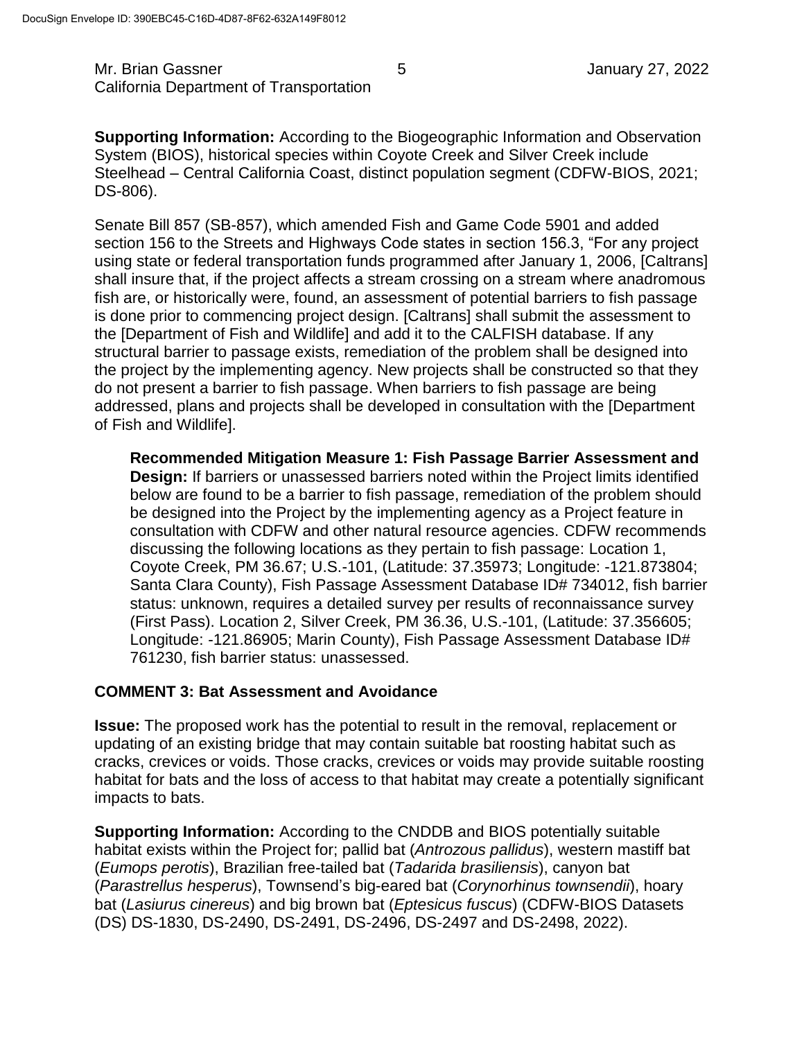**Supporting Information:** According to the Biogeographic Information and Observation System (BIOS), historical species within Coyote Creek and Silver Creek include Steelhead – Central California Coast, distinct population segment (CDFW-BIOS, 2021; DS-806).

Senate Bill 857 (SB-857), which amended Fish and Game Code 5901 and added section 156 to the Streets and Highways Code states in section 156.3, "For any project using state or federal transportation funds programmed after January 1, 2006, [Caltrans] shall insure that, if the project affects a stream crossing on a stream where anadromous fish are, or historically were, found, an assessment of potential barriers to fish passage is done prior to commencing project design. [Caltrans] shall submit the assessment to the [Department of Fish and Wildlife] and add it to the CALFISH database. If any structural barrier to passage exists, remediation of the problem shall be designed into the project by the implementing agency. New projects shall be constructed so that they do not present a barrier to fish passage. When barriers to fish passage are being addressed, plans and projects shall be developed in consultation with the [Department of Fish and Wildlife].

> **Recommended Mitigation Measure 1: Fish Passage Barrier Assessment and Design:** If barriers or unassessed barriers noted within the Project limits identified below are found to be a barrier to fish passage, remediation of the problem should be designed into the Project by the implementing agency as a Project feature in consultation with CDFW and other natural resource agencies. CDFW recommends discussing the following locations as they pertain to fish passage: Location 1, Coyote Creek, PM 36.67; U.S.-101, (Latitude: 37.35973; Longitude: -121.873804; Santa Clara County), Fish Passage Assessment Database ID# 734012, fish barrier status: unknown, requires a detailed survey per results of reconnaissance survey (First Pass). Location 2, Silver Creek, PM 36.36, U.S.-101, (Latitude: 37.356605; Longitude: -121.86905; Marin County), Fish Passage Assessment Database ID# 761230, fish barrier status: unassessed.

### COMMENT 3: Bat Assessment and Avoidance

**Issue:** The proposed work has the potential to result in the removal, replacement or updating of an existing bridge that may contain suitable bat roosting habitat such as cracks, crevices or voids. Those cracks, crevices or voids may provide suitable roosting habitat for bats and the loss of access to that habitat may create a potentially significant impacts to bats.

**Supporting Information:** According to the CNDDB and BIOS potentially suitable habitat exists within the Project for; pallid bat (*Antrozous pallidus*), western mastiff bat (*Eumops perotis*), Brazilian free-tailed bat (*Tadarida brasiliensis*), canyon bat (*Parastrellus hesperus*), Townsend's big-eared bat (*Corynorhinus townsendii*), hoary bat (*Lasiurus cinereus*) and big brown bat (*Eptesicus fuscus*) (CDFW-BIOS Datasets (DS) DS-1830, DS-2490, DS-2491, DS-2496, DS-2497 and DS-2498, 2022).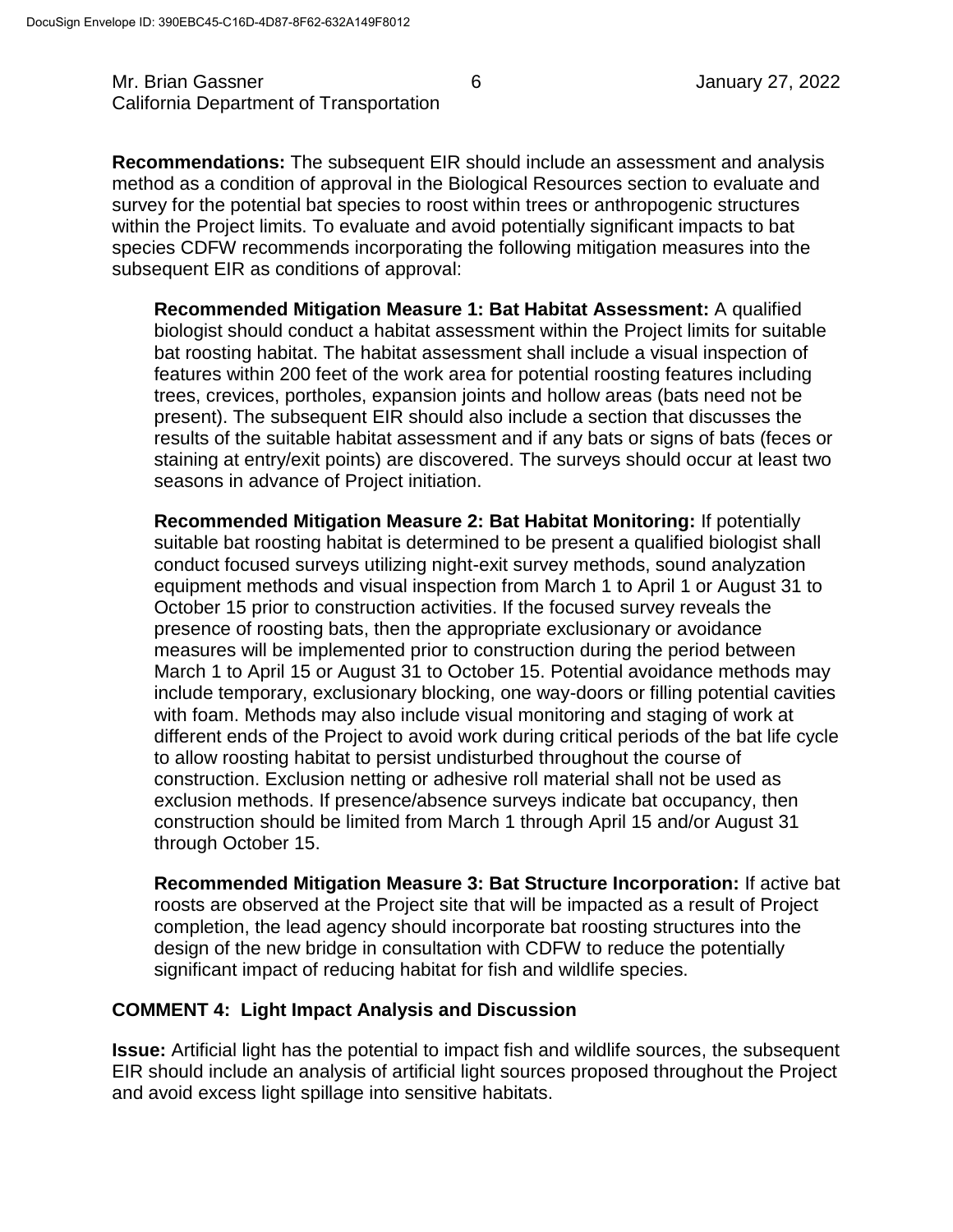**Recommendations:** The subsequent EIR should include an assessment and analysis method as a condition of approval in the Biological Resources section to evaluate and survey for the potential bat species to roost within trees or anthropogenic structures within the Project limits. To evaluate and avoid potentially significant impacts to bat species CDFW recommends incorporating the following mitigation measures into the subsequent EIR as conditions of approval:

> **Recommended Mitigation Measure 1: Bat Habitat Assessment:** A qualified biologist should conduct a habitat assessment within the Project limits for suitable bat roosting habitat. The habitat assessment shall include a visual inspection of features within 200 feet of the work area for potential roosting features including trees, crevices, portholes, expansion joints and hollow areas (bats need not be present). The subsequent EIR should also include a section that discusses the results of the suitable habitat assessment and if any bats or signs of bats (feces or staining at entry/exit points) are discovered. The surveys should occur at least two seasons in advance of Project initiation.
>
> **Recommended Mitigation Measure 2: Bat Habitat Monitoring:** If potentially suitable bat roosting habitat is determined to be present a qualified biologist shall conduct focused surveys utilizing night-exit survey methods, sound analyzation equipment methods and visual inspection from March 1 to April 1 or August 31 to October 15 prior to construction activities. If the focused survey reveals the presence of roosting bats, then the appropriate exclusionary or avoidance measures will be implemented prior to construction during the period between March 1 to April 15 or August 31 to October 15. Potential avoidance methods may include temporary, exclusionary blocking, one way-doors or filling potential cavities with foam. Methods may also include visual monitoring and staging of work at different ends of the Project to avoid work during critical periods of the bat life cycle to allow roosting habitat to persist undisturbed throughout the course of construction. Exclusion netting or adhesive roll material shall not be used as exclusion methods. If presence/absence surveys indicate bat occupancy, then construction should be limited from March 1 through April 15 and/or August 31 through October 15.
>
> **Recommended Mitigation Measure 3: Bat Structure Incorporation:** If active bat roosts are observed at the Project site that will be impacted as a result of Project completion, the lead agency should incorporate bat roosting structures into the design of the new bridge in consultation with CDFW to reduce the potentially significant impact of reducing habitat for fish and wildlife species.

**COMMENT 4: Light Impact Analysis and Discussion**

**Issue:** Artificial light has the potential to impact fish and wildlife sources, the subsequent EIR should include an analysis of artificial light sources proposed throughout the Project and avoid excess light spillage into sensitive habitats.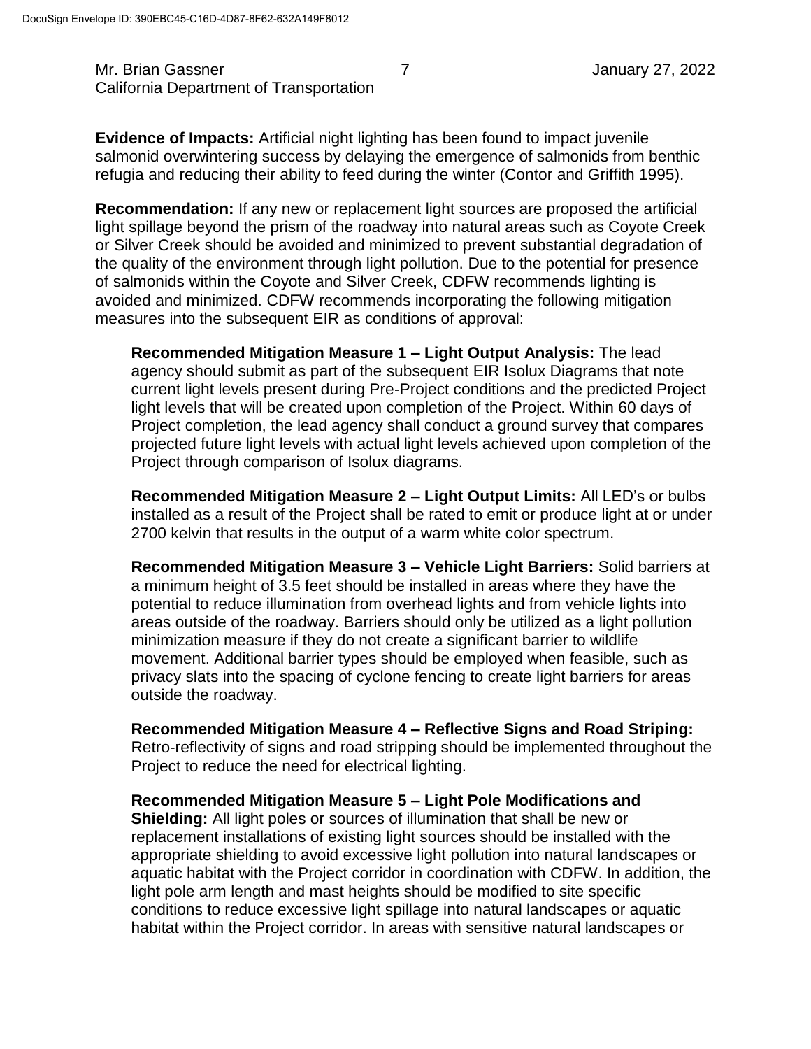**Evidence of Impacts:** Artificial night lighting has been found to impact juvenile salmonid overwintering success by delaying the emergence of salmonids from benthic refugia and reducing their ability to feed during the winter (Contor and Griffith 1995).

**Recommendation:** If any new or replacement light sources are proposed the artificial light spillage beyond the prism of the roadway into natural areas such as Coyote Creek or Silver Creek should be avoided and minimized to prevent substantial degradation of the quality of the environment through light pollution. Due to the potential for presence of salmonids within the Coyote and Silver Creek, CDFW recommends lighting is avoided and minimized. CDFW recommends incorporating the following mitigation measures into the subsequent EIR as conditions of approval:

**Recommended Mitigation Measure 1 – Light Output Analysis:** The lead agency should submit as part of the subsequent EIR Isolux Diagrams that note current light levels present during Pre-Project conditions and the predicted Project light levels that will be created upon completion of the Project. Within 60 days of Project completion, the lead agency shall conduct a ground survey that compares projected future light levels with actual light levels achieved upon completion of the Project through comparison of Isolux diagrams.

**Recommended Mitigation Measure 2 – Light Output Limits:** All LED's or bulbs installed as a result of the Project shall be rated to emit or produce light at or under 2700 kelvin that results in the output of a warm white color spectrum.

**Recommended Mitigation Measure 3 – Vehicle Light Barriers:** Solid barriers at a minimum height of 3.5 feet should be installed in areas where they have the potential to reduce illumination from overhead lights and from vehicle lights into areas outside of the roadway. Barriers should only be utilized as a light pollution minimization measure if they do not create a significant barrier to wildlife movement. Additional barrier types should be employed when feasible, such as privacy slats into the spacing of cyclone fencing to create light barriers for areas outside the roadway.

**Recommended Mitigation Measure 4 – Reflective Signs and Road Striping:** Retro-reflectivity of signs and road stripping should be implemented throughout the Project to reduce the need for electrical lighting.

**Recommended Mitigation Measure 5 – Light Pole Modifications and Shielding:** All light poles or sources of illumination that shall be new or replacement installations of existing light sources should be installed with the appropriate shielding to avoid excessive light pollution into natural landscapes or aquatic habitat with the Project corridor in coordination with CDFW. In addition, the light pole arm length and mast heights should be modified to site specific conditions to reduce excessive light spillage into natural landscapes or aquatic habitat within the Project corridor. In areas with sensitive natural landscapes or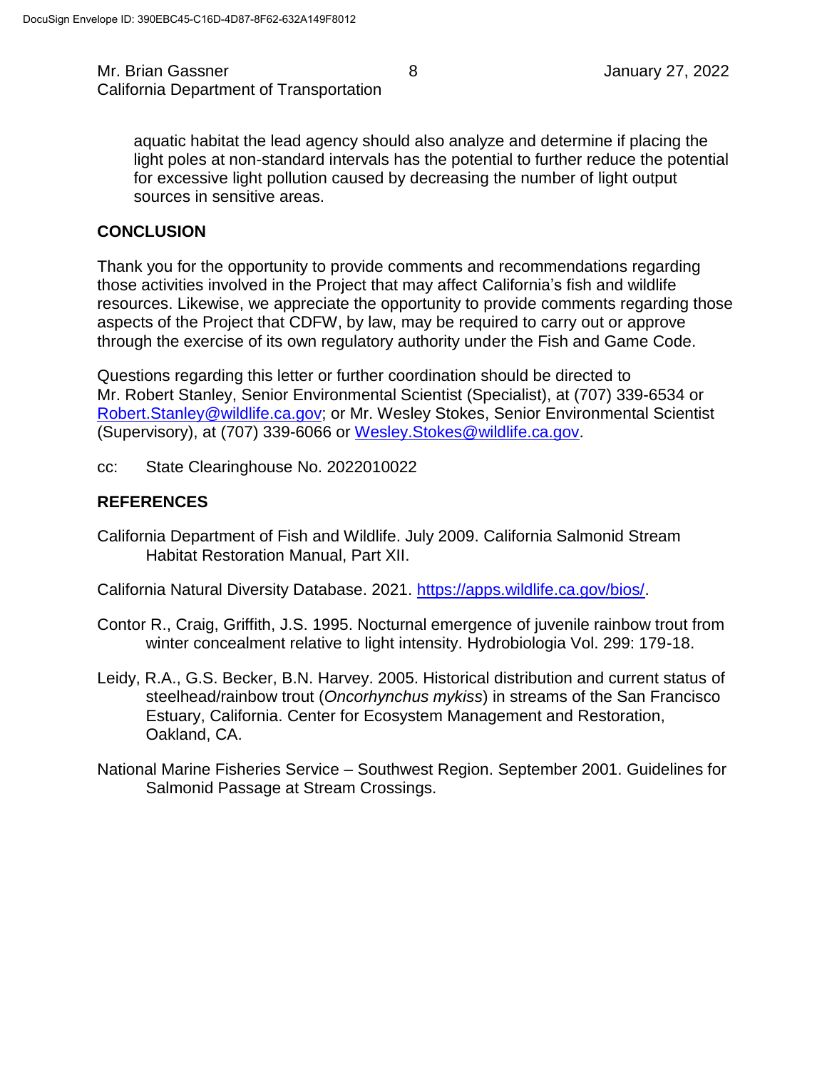aquatic habitat the lead agency should also analyze and determine if placing the light poles at non-standard intervals has the potential to further reduce the potential for excessive light pollution caused by decreasing the number of light output sources in sensitive areas.

## CONCLUSION

Thank you for the opportunity to provide comments and recommendations regarding those activities involved in the Project that may affect California's fish and wildlife resources. Likewise, we appreciate the opportunity to provide comments regarding those aspects of the Project that CDFW, by law, may be required to carry out or approve through the exercise of its own regulatory authority under the Fish and Game Code.

Questions regarding this letter or further coordination should be directed to Mr. Robert Stanley, Senior Environmental Scientist (Specialist), at (707) 339-6534 or [Robert.Stanley@wildlife.ca.gov](mailto:Robert.Stanley@wildlife.ca.gov); or Mr. Wesley Stokes, Senior Environmental Scientist (Supervisory), at (707) 339-6066 or [Wesley.Stokes@wildlife.ca.gov](mailto:Wesley.Stokes@wildlife.ca.gov).

cc: State Clearinghouse No. 2022010022

## REFERENCES

California Department of Fish and Wildlife. July 2009. California Salmonid Stream Habitat Restoration Manual, Part XII.

California Natural Diversity Database. 2021. [https://apps.wildlife.ca.gov/bios/](https://apps.wildlife.ca.gov/bios/).

Contor R., Craig, Griffith, J.S. 1995. Nocturnal emergence of juvenile rainbow trout from winter concealment relative to light intensity. Hydrobiologia Vol. 299: 179-18.

Leidy, R.A., G.S. Becker, B.N. Harvey. 2005. Historical distribution and current status of steelhead/rainbow trout (*Oncorhynchus mykiss*) in streams of the San Francisco Estuary, California. Center for Ecosystem Management and Restoration, Oakland, CA.

National Marine Fisheries Service – Southwest Region. September 2001. Guidelines for Salmonid Passage at Stream Crossings.